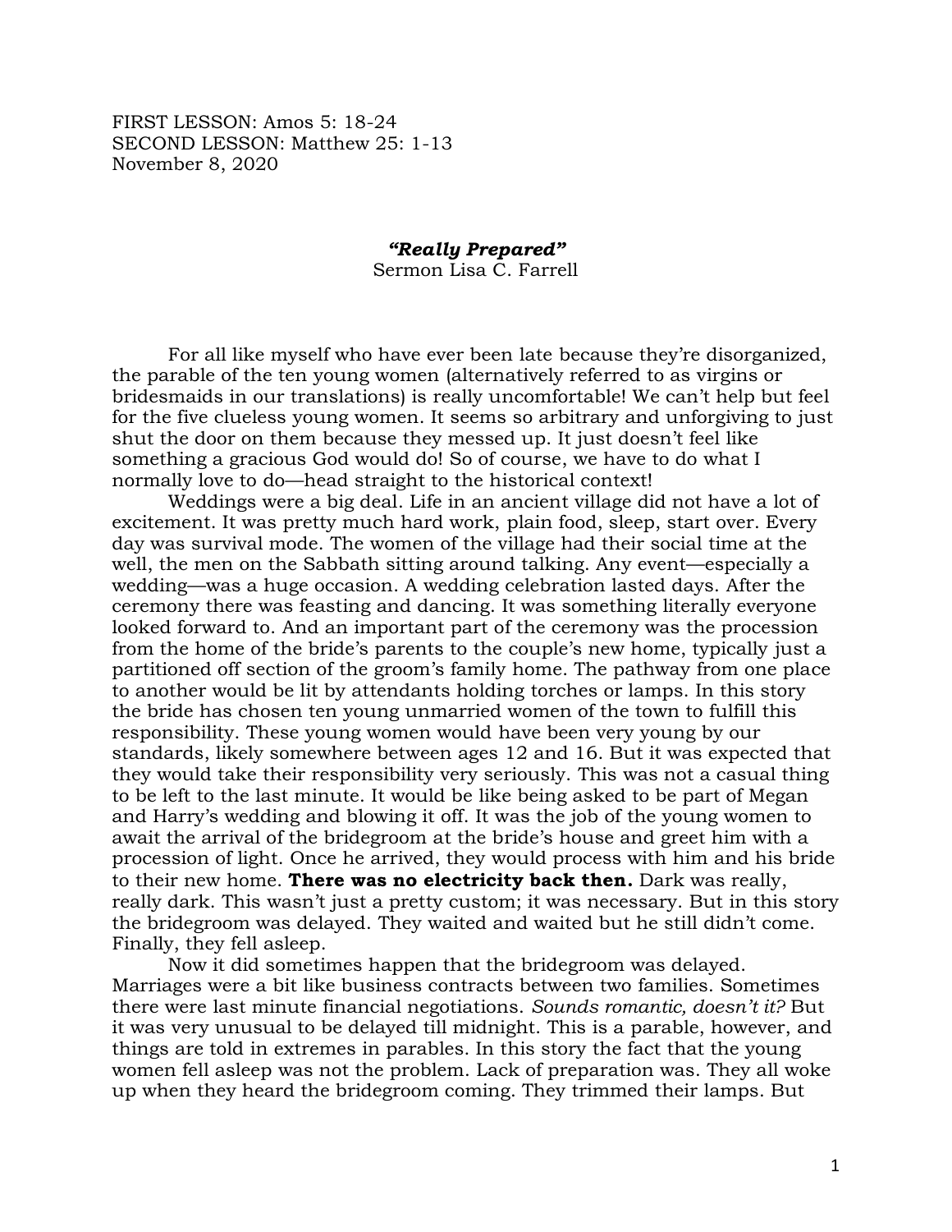FIRST LESSON: Amos 5: 18-24
SECOND LESSON: Matthew 25: 1-13
November 8, 2020

# *"Really Prepared"*

Sermon Lisa C. Farrell

For all like myself who have ever been late because they're disorganized, the parable of the ten young women (alternatively referred to as virgins or bridesmaids in our translations) is really uncomfortable! We can't help but feel for the five clueless young women. It seems so arbitrary and unforgiving to just shut the door on them because they messed up. It just doesn't feel like something a gracious God would do! So of course, we have to do what I normally love to do—head straight to the historical context!

Weddings were a big deal. Life in an ancient village did not have a lot of excitement. It was pretty much hard work, plain food, sleep, start over. Every day was survival mode. The women of the village had their social time at the well, the men on the Sabbath sitting around talking. Any event—especially a wedding—was a huge occasion. A wedding celebration lasted days. After the ceremony there was feasting and dancing. It was something literally everyone looked forward to. And an important part of the ceremony was the procession from the home of the bride's parents to the couple's new home, typically just a partitioned off section of the groom's family home. The pathway from one place to another would be lit by attendants holding torches or lamps. In this story the bride has chosen ten young unmarried women of the town to fulfill this responsibility. These young women would have been very young by our standards, likely somewhere between ages 12 and 16. But it was expected that they would take their responsibility very seriously. This was not a casual thing to be left to the last minute. It would be like being asked to be part of Megan and Harry's wedding and blowing it off. It was the job of the young women to await the arrival of the bridegroom at the bride's house and greet him with a procession of light. Once he arrived, they would process with him and his bride to their new home. **There was no electricity back then.** Dark was really, really dark. This wasn't just a pretty custom; it was necessary. But in this story the bridegroom was delayed. They waited and waited but he still didn't come. Finally, they fell asleep.

Now it did sometimes happen that the bridegroom was delayed. Marriages were a bit like business contracts between two families. Sometimes there were last minute financial negotiations. *Sounds romantic, doesn't it?* But it was very unusual to be delayed till midnight. This is a parable, however, and things are told in extremes in parables. In this story the fact that the young women fell asleep was not the problem. Lack of preparation was. They all woke up when they heard the bridegroom coming. They trimmed their lamps. But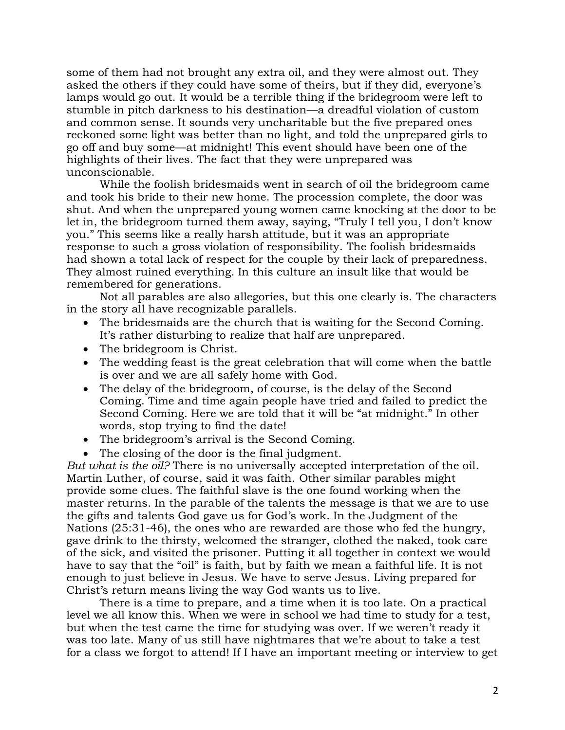some of them had not brought any extra oil, and they were almost out. They asked the others if they could have some of theirs, but if they did, everyone's lamps would go out. It would be a terrible thing if the bridegroom were left to stumble in pitch darkness to his destination—a dreadful violation of custom and common sense. It sounds very uncharitable but the five prepared ones reckoned some light was better than no light, and told the unprepared girls to go off and buy some—at midnight! This event should have been one of the highlights of their lives. The fact that they were unprepared was unconscionable.

While the foolish bridesmaids went in search of oil the bridegroom came and took his bride to their new home. The procession complete, the door was shut. And when the unprepared young women came knocking at the door to be let in, the bridegroom turned them away, saying, "Truly I tell you, I don't know you." This seems like a really harsh attitude, but it was an appropriate response to such a gross violation of responsibility. The foolish bridesmaids had shown a total lack of respect for the couple by their lack of preparedness. They almost ruined everything. In this culture an insult like that would be remembered for generations.

Not all parables are also allegories, but this one clearly is. The characters in the story all have recognizable parallels.

- The bridesmaids are the church that is waiting for the Second Coming. It's rather disturbing to realize that half are unprepared.
- The bridegroom is Christ.
- The wedding feast is the great celebration that will come when the battle is over and we are all safely home with God.
- The delay of the bridegroom, of course, is the delay of the Second Coming. Time and time again people have tried and failed to predict the Second Coming. Here we are told that it will be "at midnight." In other words, stop trying to find the date!
- The bridegroom's arrival is the Second Coming.
- The closing of the door is the final judgment.

*But what is the oil?* There is no universally accepted interpretation of the oil. Martin Luther, of course, said it was faith. Other similar parables might provide some clues. The faithful slave is the one found working when the master returns. In the parable of the talents the message is that we are to use the gifts and talents God gave us for God's work. In the Judgment of the Nations (25:31-46), the ones who are rewarded are those who fed the hungry, gave drink to the thirsty, welcomed the stranger, clothed the naked, took care of the sick, and visited the prisoner. Putting it all together in context we would have to say that the "oil" is faith, but by faith we mean a faithful life. It is not enough to just believe in Jesus. We have to serve Jesus. Living prepared for Christ's return means living the way God wants us to live.

There is a time to prepare, and a time when it is too late. On a practical level we all know this. When we were in school we had time to study for a test, but when the test came the time for studying was over. If we weren't ready it was too late. Many of us still have nightmares that we're about to take a test for a class we forgot to attend! If I have an important meeting or interview to get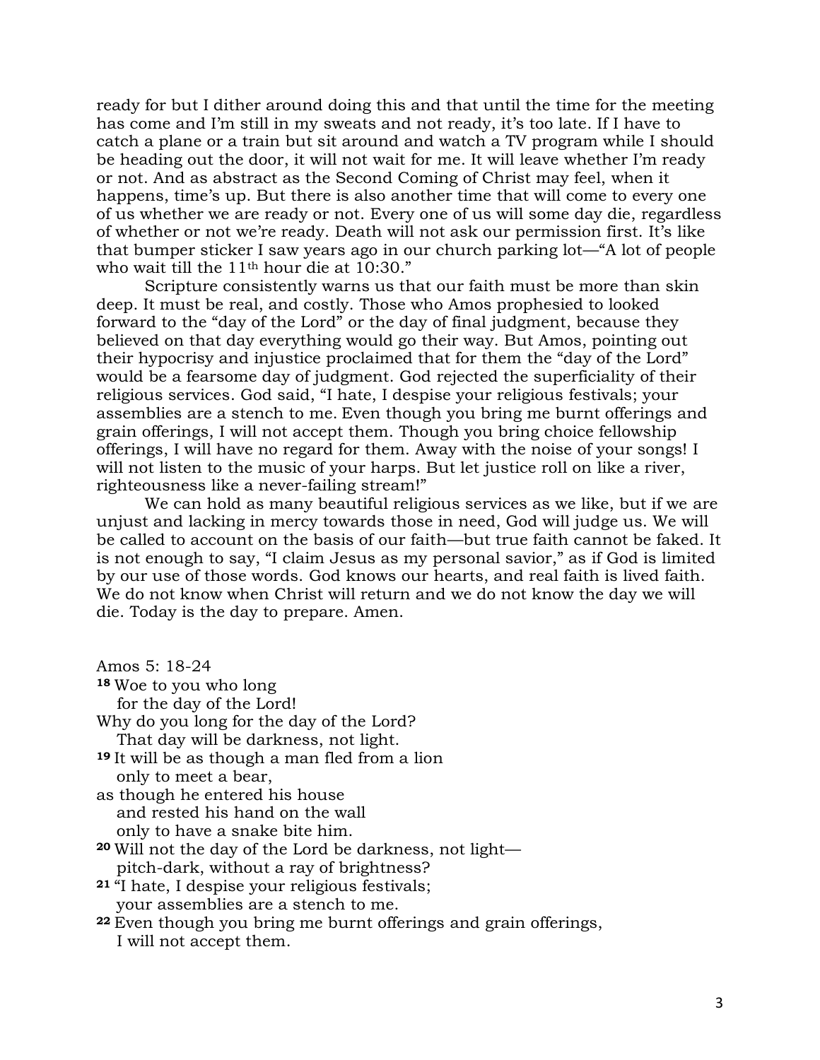ready for but I dither around doing this and that until the time for the meeting has come and I'm still in my sweats and not ready, it's too late. If I have to catch a plane or a train but sit around and watch a TV program while I should be heading out the door, it will not wait for me. It will leave whether I'm ready or not. And as abstract as the Second Coming of Christ may feel, when it happens, time's up. But there is also another time that will come to every one of us whether we are ready or not. Every one of us will some day die, regardless of whether or not we're ready. Death will not ask our permission first. It's like that bumper sticker I saw years ago in our church parking lot—"A lot of people who wait till the 11th hour die at 10:30."

Scripture consistently warns us that our faith must be more than skin deep. It must be real, and costly. Those who Amos prophesied to looked forward to the "day of the Lord" or the day of final judgment, because they believed on that day everything would go their way. But Amos, pointing out their hypocrisy and injustice proclaimed that for them the "day of the Lord" would be a fearsome day of judgment. God rejected the superficiality of their religious services. God said, "I hate, I despise your religious festivals; your assemblies are a stench to me. Even though you bring me burnt offerings and grain offerings, I will not accept them. Though you bring choice fellowship offerings, I will have no regard for them. Away with the noise of your songs! I will not listen to the music of your harps. But let justice roll on like a river, righteousness like a never-failing stream!"

We can hold as many beautiful religious services as we like, but if we are unjust and lacking in mercy towards those in need, God will judge us. We will be called to account on the basis of our faith—but true faith cannot be faked. It is not enough to say, "I claim Jesus as my personal savior," as if God is limited by our use of those words. God knows our hearts, and real faith is lived faith. We do not know when Christ will return and we do not know the day we will die. Today is the day to prepare. Amen.

Amos 5: 18-24

**18** Woe to you who long
  for the day of the Lord!
Why do you long for the day of the Lord?
  That day will be darkness, not light.
**19** It will be as though a man fled from a lion
  only to meet a bear,
as though he entered his house
  and rested his hand on the wall
  only to have a snake bite him.
**20** Will not the day of the Lord be darkness, not light—
  pitch-dark, without a ray of brightness?
**21** "I hate, I despise your religious festivals;
  your assemblies are a stench to me.
**22** Even though you bring me burnt offerings and grain offerings,
  I will not accept them.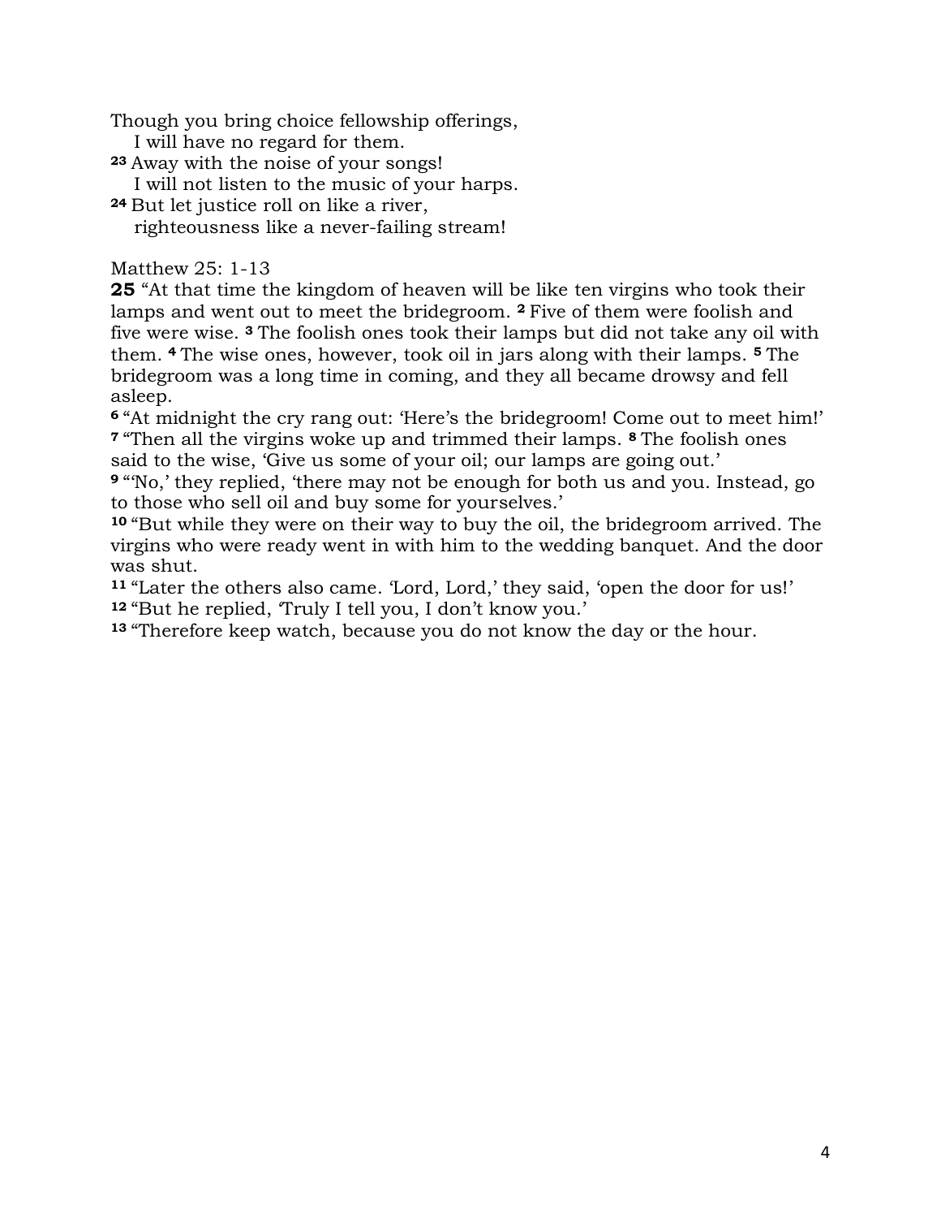Though you bring choice fellowship offerings,
  I will have no regard for them.
[23] Away with the noise of your songs!
  I will not listen to the music of your harps.
[24] But let justice roll on like a river,
  righteousness like a never-failing stream!

Matthew 25: 1-13

**25** “At that time the kingdom of heaven will be like ten virgins who took their lamps and went out to meet the bridegroom. [2] Five of them were foolish and five were wise. [3] The foolish ones took their lamps but did not take any oil with them. [4] The wise ones, however, took oil in jars along with their lamps. [5] The bridegroom was a long time in coming, and they all became drowsy and fell asleep.

[6] “At midnight the cry rang out: ‘Here’s the bridegroom! Come out to meet him!’
[7] “Then all the virgins woke up and trimmed their lamps. [8] The foolish ones said to the wise, ‘Give us some of your oil; our lamps are going out.’
[9] “‘No,’ they replied, ‘there may not be enough for both us and you. Instead, go to those who sell oil and buy some for yourselves.’
[10] “But while they were on their way to buy the oil, the bridegroom arrived. The virgins who were ready went in with him to the wedding banquet. And the door was shut.
[11] “Later the others also came. ‘Lord, Lord,’ they said, ‘open the door for us!’
[12] “But he replied, ‘Truly I tell you, I don’t know you.’
[13] “Therefore keep watch, because you do not know the day or the hour.